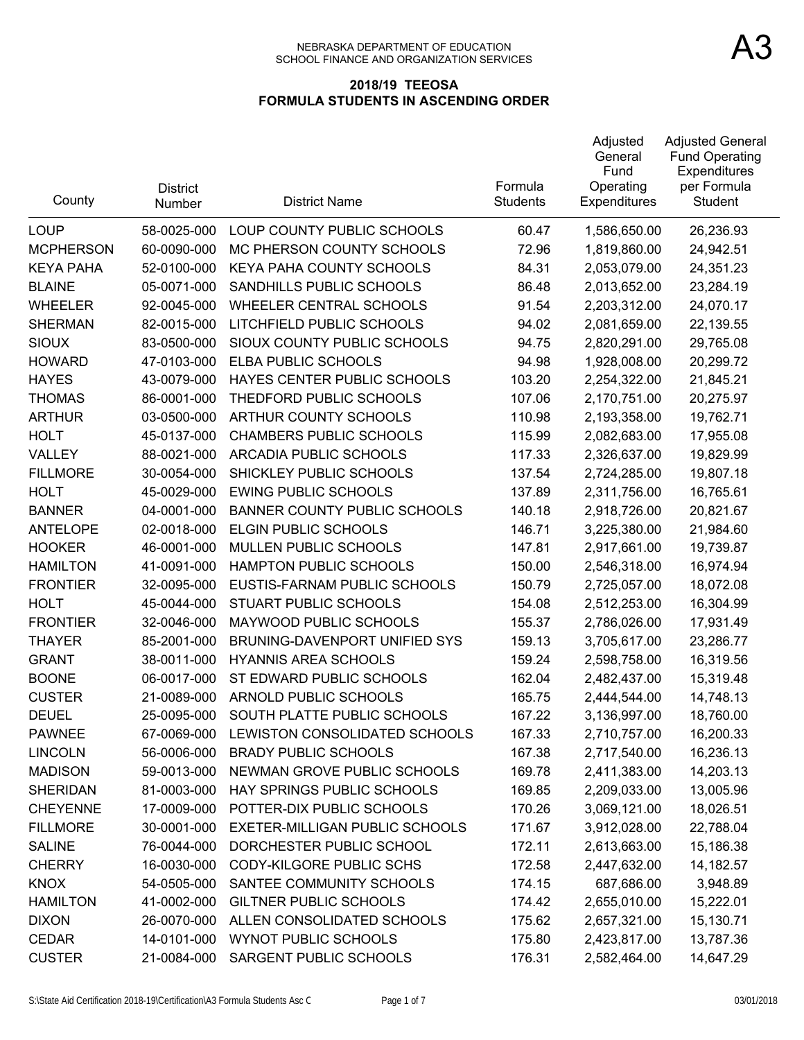NEBRASKA DEPARTMENT OF EDUCATION
SCHOOL FINANCE AND ORGANIZATION SERVICES

# A3

## 2018/19 TEEOSA
## FORMULA STUDENTS IN ASCENDING ORDER

| County | District Number | District Name | Formula Students | Adjusted General Fund Operating Expenditures | Adjusted General Fund Operating Expenditures per Formula Student |
|---|---|---|---|---|---|
| LOUP | 58-0025-000 | LOUP COUNTY PUBLIC SCHOOLS | 60.47 | 1,586,650.00 | 26,236.93 |
| MCPHERSON | 60-0090-000 | MC PHERSON COUNTY SCHOOLS | 72.96 | 1,819,860.00 | 24,942.51 |
| KEYA PAHA | 52-0100-000 | KEYA PAHA COUNTY SCHOOLS | 84.31 | 2,053,079.00 | 24,351.23 |
| BLAINE | 05-0071-000 | SANDHILLS PUBLIC SCHOOLS | 86.48 | 2,013,652.00 | 23,284.19 |
| WHEELER | 92-0045-000 | WHEELER CENTRAL SCHOOLS | 91.54 | 2,203,312.00 | 24,070.17 |
| SHERMAN | 82-0015-000 | LITCHFIELD PUBLIC SCHOOLS | 94.02 | 2,081,659.00 | 22,139.55 |
| SIOUX | 83-0500-000 | SIOUX COUNTY PUBLIC SCHOOLS | 94.75 | 2,820,291.00 | 29,765.08 |
| HOWARD | 47-0103-000 | ELBA PUBLIC SCHOOLS | 94.98 | 1,928,008.00 | 20,299.72 |
| HAYES | 43-0079-000 | HAYES CENTER PUBLIC SCHOOLS | 103.20 | 2,254,322.00 | 21,845.21 |
| THOMAS | 86-0001-000 | THEDFORD PUBLIC SCHOOLS | 107.06 | 2,170,751.00 | 20,275.97 |
| ARTHUR | 03-0500-000 | ARTHUR COUNTY SCHOOLS | 110.98 | 2,193,358.00 | 19,762.71 |
| HOLT | 45-0137-000 | CHAMBERS PUBLIC SCHOOLS | 115.99 | 2,082,683.00 | 17,955.08 |
| VALLEY | 88-0021-000 | ARCADIA PUBLIC SCHOOLS | 117.33 | 2,326,637.00 | 19,829.99 |
| FILLMORE | 30-0054-000 | SHICKLEY PUBLIC SCHOOLS | 137.54 | 2,724,285.00 | 19,807.18 |
| HOLT | 45-0029-000 | EWING PUBLIC SCHOOLS | 137.89 | 2,311,756.00 | 16,765.61 |
| BANNER | 04-0001-000 | BANNER COUNTY PUBLIC SCHOOLS | 140.18 | 2,918,726.00 | 20,821.67 |
| ANTELOPE | 02-0018-000 | ELGIN PUBLIC SCHOOLS | 146.71 | 3,225,380.00 | 21,984.60 |
| HOOKER | 46-0001-000 | MULLEN PUBLIC SCHOOLS | 147.81 | 2,917,661.00 | 19,739.87 |
| HAMILTON | 41-0091-000 | HAMPTON PUBLIC SCHOOLS | 150.00 | 2,546,318.00 | 16,974.94 |
| FRONTIER | 32-0095-000 | EUSTIS-FARNAM PUBLIC SCHOOLS | 150.79 | 2,725,057.00 | 18,072.08 |
| HOLT | 45-0044-000 | STUART PUBLIC SCHOOLS | 154.08 | 2,512,253.00 | 16,304.99 |
| FRONTIER | 32-0046-000 | MAYWOOD PUBLIC SCHOOLS | 155.37 | 2,786,026.00 | 17,931.49 |
| THAYER | 85-2001-000 | BRUNING-DAVENPORT UNIFIED SYS | 159.13 | 3,705,617.00 | 23,286.77 |
| GRANT | 38-0011-000 | HYANNIS AREA SCHOOLS | 159.24 | 2,598,758.00 | 16,319.56 |
| BOONE | 06-0017-000 | ST EDWARD PUBLIC SCHOOLS | 162.04 | 2,482,437.00 | 15,319.48 |
| CUSTER | 21-0089-000 | ARNOLD PUBLIC SCHOOLS | 165.75 | 2,444,544.00 | 14,748.13 |
| DEUEL | 25-0095-000 | SOUTH PLATTE PUBLIC SCHOOLS | 167.22 | 3,136,997.00 | 18,760.00 |
| PAWNEE | 67-0069-000 | LEWISTON CONSOLIDATED SCHOOLS | 167.33 | 2,710,757.00 | 16,200.33 |
| LINCOLN | 56-0006-000 | BRADY PUBLIC SCHOOLS | 167.38 | 2,717,540.00 | 16,236.13 |
| MADISON | 59-0013-000 | NEWMAN GROVE PUBLIC SCHOOLS | 169.78 | 2,411,383.00 | 14,203.13 |
| SHERIDAN | 81-0003-000 | HAY SPRINGS PUBLIC SCHOOLS | 169.85 | 2,209,033.00 | 13,005.96 |
| CHEYENNE | 17-0009-000 | POTTER-DIX PUBLIC SCHOOLS | 170.26 | 3,069,121.00 | 18,026.51 |
| FILLMORE | 30-0001-000 | EXETER-MILLIGAN PUBLIC SCHOOLS | 171.67 | 3,912,028.00 | 22,788.04 |
| SALINE | 76-0044-000 | DORCHESTER PUBLIC SCHOOL | 172.11 | 2,613,663.00 | 15,186.38 |
| CHERRY | 16-0030-000 | CODY-KILGORE PUBLIC SCHS | 172.58 | 2,447,632.00 | 14,182.57 |
| KNOX | 54-0505-000 | SANTEE COMMUNITY SCHOOLS | 174.15 | 687,686.00 | 3,948.89 |
| HAMILTON | 41-0002-000 | GILTNER PUBLIC SCHOOLS | 174.42 | 2,655,010.00 | 15,222.01 |
| DIXON | 26-0070-000 | ALLEN CONSOLIDATED SCHOOLS | 175.62 | 2,657,321.00 | 15,130.71 |
| CEDAR | 14-0101-000 | WYNOT PUBLIC SCHOOLS | 175.80 | 2,423,817.00 | 13,787.36 |
| CUSTER | 21-0084-000 | SARGENT PUBLIC SCHOOLS | 176.31 | 2,582,464.00 | 14,647.29 |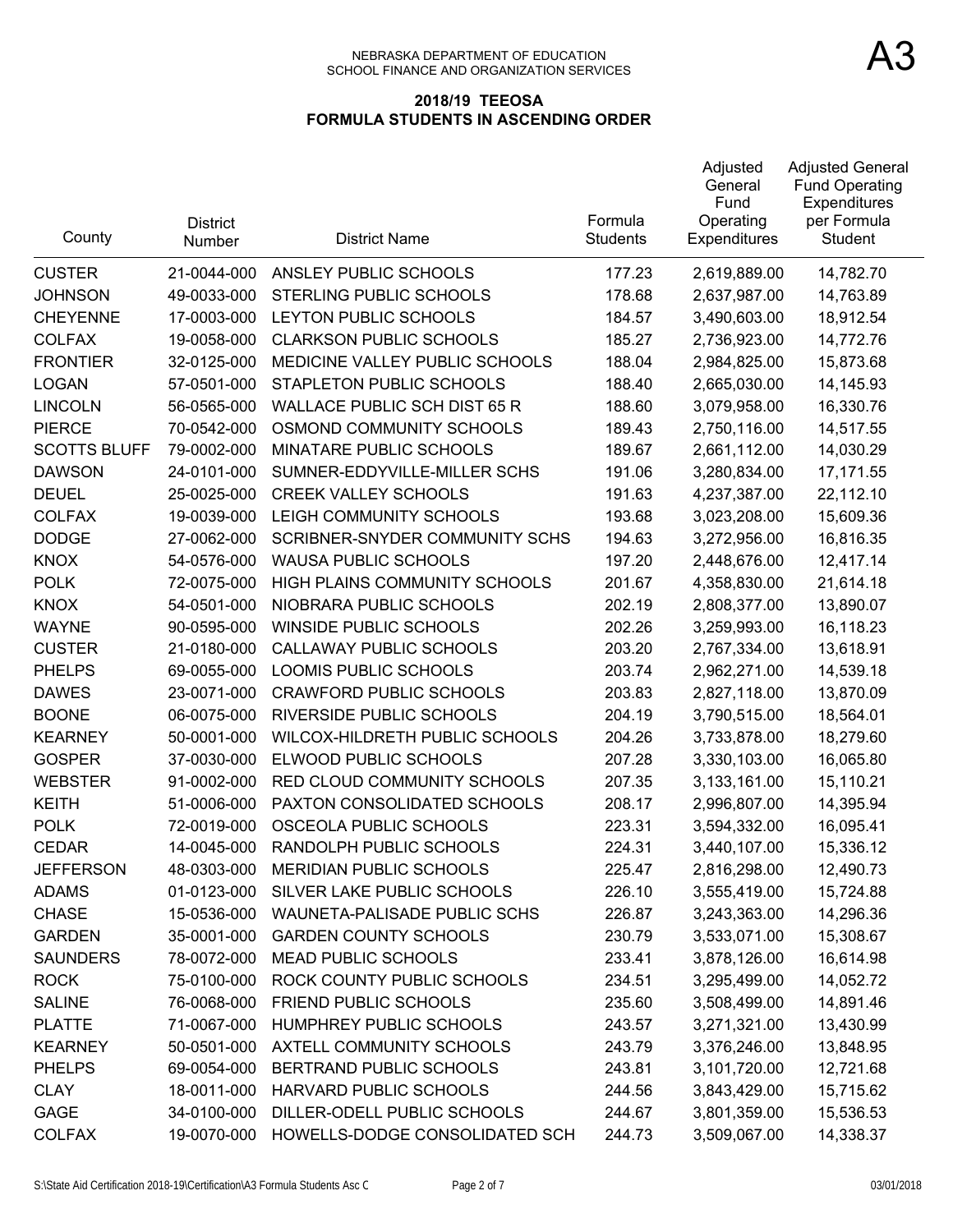NEBRASKA DEPARTMENT OF EDUCATION
SCHOOL FINANCE AND ORGANIZATION SERVICES

A3

## 2018/19 TEEOSA
## FORMULA STUDENTS IN ASCENDING ORDER

| County | District Number | District Name | Formula Students | Adjusted General Fund Operating Expenditures | Adjusted General Fund Operating Expenditures per Formula Student |
|---|---|---|---|---|---|
| CUSTER | 21-0044-000 | ANSLEY PUBLIC SCHOOLS | 177.23 | 2,619,889.00 | 14,782.70 |
| JOHNSON | 49-0033-000 | STERLING PUBLIC SCHOOLS | 178.68 | 2,637,987.00 | 14,763.89 |
| CHEYENNE | 17-0003-000 | LEYTON PUBLIC SCHOOLS | 184.57 | 3,490,603.00 | 18,912.54 |
| COLFAX | 19-0058-000 | CLARKSON PUBLIC SCHOOLS | 185.27 | 2,736,923.00 | 14,772.76 |
| FRONTIER | 32-0125-000 | MEDICINE VALLEY PUBLIC SCHOOLS | 188.04 | 2,984,825.00 | 15,873.68 |
| LOGAN | 57-0501-000 | STAPLETON PUBLIC SCHOOLS | 188.40 | 2,665,030.00 | 14,145.93 |
| LINCOLN | 56-0565-000 | WALLACE PUBLIC SCH DIST 65 R | 188.60 | 3,079,958.00 | 16,330.76 |
| PIERCE | 70-0542-000 | OSMOND COMMUNITY SCHOOLS | 189.43 | 2,750,116.00 | 14,517.55 |
| SCOTTS BLUFF | 79-0002-000 | MINATARE PUBLIC SCHOOLS | 189.67 | 2,661,112.00 | 14,030.29 |
| DAWSON | 24-0101-000 | SUMNER-EDDYVILLE-MILLER SCHS | 191.06 | 3,280,834.00 | 17,171.55 |
| DEUEL | 25-0025-000 | CREEK VALLEY SCHOOLS | 191.63 | 4,237,387.00 | 22,112.10 |
| COLFAX | 19-0039-000 | LEIGH COMMUNITY SCHOOLS | 193.68 | 3,023,208.00 | 15,609.36 |
| DODGE | 27-0062-000 | SCRIBNER-SNYDER COMMUNITY SCHS | 194.63 | 3,272,956.00 | 16,816.35 |
| KNOX | 54-0576-000 | WAUSA PUBLIC SCHOOLS | 197.20 | 2,448,676.00 | 12,417.14 |
| POLK | 72-0075-000 | HIGH PLAINS COMMUNITY SCHOOLS | 201.67 | 4,358,830.00 | 21,614.18 |
| KNOX | 54-0501-000 | NIOBRARA PUBLIC SCHOOLS | 202.19 | 2,808,377.00 | 13,890.07 |
| WAYNE | 90-0595-000 | WINSIDE PUBLIC SCHOOLS | 202.26 | 3,259,993.00 | 16,118.23 |
| CUSTER | 21-0180-000 | CALLAWAY PUBLIC SCHOOLS | 203.20 | 2,767,334.00 | 13,618.91 |
| PHELPS | 69-0055-000 | LOOMIS PUBLIC SCHOOLS | 203.74 | 2,962,271.00 | 14,539.18 |
| DAWES | 23-0071-000 | CRAWFORD PUBLIC SCHOOLS | 203.83 | 2,827,118.00 | 13,870.09 |
| BOONE | 06-0075-000 | RIVERSIDE PUBLIC SCHOOLS | 204.19 | 3,790,515.00 | 18,564.01 |
| KEARNEY | 50-0001-000 | WILCOX-HILDRETH PUBLIC SCHOOLS | 204.26 | 3,733,878.00 | 18,279.60 |
| GOSPER | 37-0030-000 | ELWOOD PUBLIC SCHOOLS | 207.28 | 3,330,103.00 | 16,065.80 |
| WEBSTER | 91-0002-000 | RED CLOUD COMMUNITY SCHOOLS | 207.35 | 3,133,161.00 | 15,110.21 |
| KEITH | 51-0006-000 | PAXTON CONSOLIDATED SCHOOLS | 208.17 | 2,996,807.00 | 14,395.94 |
| POLK | 72-0019-000 | OSCEOLA PUBLIC SCHOOLS | 223.31 | 3,594,332.00 | 16,095.41 |
| CEDAR | 14-0045-000 | RANDOLPH PUBLIC SCHOOLS | 224.31 | 3,440,107.00 | 15,336.12 |
| JEFFERSON | 48-0303-000 | MERIDIAN PUBLIC SCHOOLS | 225.47 | 2,816,298.00 | 12,490.73 |
| ADAMS | 01-0123-000 | SILVER LAKE PUBLIC SCHOOLS | 226.10 | 3,555,419.00 | 15,724.88 |
| CHASE | 15-0536-000 | WAUNETA-PALISADE PUBLIC SCHS | 226.87 | 3,243,363.00 | 14,296.36 |
| GARDEN | 35-0001-000 | GARDEN COUNTY SCHOOLS | 230.79 | 3,533,071.00 | 15,308.67 |
| SAUNDERS | 78-0072-000 | MEAD PUBLIC SCHOOLS | 233.41 | 3,878,126.00 | 16,614.98 |
| ROCK | 75-0100-000 | ROCK COUNTY PUBLIC SCHOOLS | 234.51 | 3,295,499.00 | 14,052.72 |
| SALINE | 76-0068-000 | FRIEND PUBLIC SCHOOLS | 235.60 | 3,508,499.00 | 14,891.46 |
| PLATTE | 71-0067-000 | HUMPHREY PUBLIC SCHOOLS | 243.57 | 3,271,321.00 | 13,430.99 |
| KEARNEY | 50-0501-000 | AXTELL COMMUNITY SCHOOLS | 243.79 | 3,376,246.00 | 13,848.95 |
| PHELPS | 69-0054-000 | BERTRAND PUBLIC SCHOOLS | 243.81 | 3,101,720.00 | 12,721.68 |
| CLAY | 18-0011-000 | HARVARD PUBLIC SCHOOLS | 244.56 | 3,843,429.00 | 15,715.62 |
| GAGE | 34-0100-000 | DILLER-ODELL PUBLIC SCHOOLS | 244.67 | 3,801,359.00 | 15,536.53 |
| COLFAX | 19-0070-000 | HOWELLS-DODGE CONSOLIDATED SCH | 244.73 | 3,509,067.00 | 14,338.37 |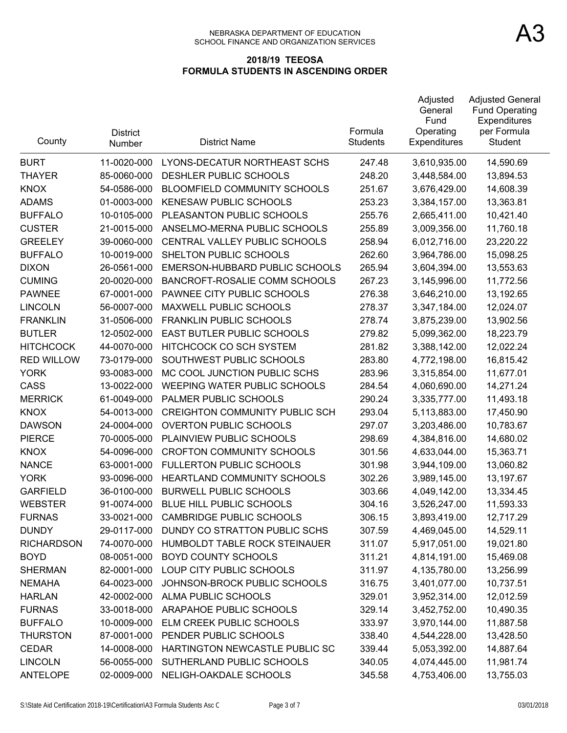NEBRASKA DEPARTMENT OF EDUCATION
SCHOOL FINANCE AND ORGANIZATION SERVICES

A3

## 2018/19 TEEOSA
## FORMULA STUDENTS IN ASCENDING ORDER

| County | District Number | District Name | Formula Students | Adjusted General Fund Operating Expenditures | Adjusted General Fund Operating Expenditures per Formula Student |
|---|---|---|---|---|---|
| BURT | 11-0020-000 | LYONS-DECATUR NORTHEAST SCHS | 247.48 | 3,610,935.00 | 14,590.69 |
| THAYER | 85-0060-000 | DESHLER PUBLIC SCHOOLS | 248.20 | 3,448,584.00 | 13,894.53 |
| KNOX | 54-0586-000 | BLOOMFIELD COMMUNITY SCHOOLS | 251.67 | 3,676,429.00 | 14,608.39 |
| ADAMS | 01-0003-000 | KENESAW PUBLIC SCHOOLS | 253.23 | 3,384,157.00 | 13,363.81 |
| BUFFALO | 10-0105-000 | PLEASANTON PUBLIC SCHOOLS | 255.76 | 2,665,411.00 | 10,421.40 |
| CUSTER | 21-0015-000 | ANSELMO-MERNA PUBLIC SCHOOLS | 255.89 | 3,009,356.00 | 11,760.18 |
| GREELEY | 39-0060-000 | CENTRAL VALLEY PUBLIC SCHOOLS | 258.94 | 6,012,716.00 | 23,220.22 |
| BUFFALO | 10-0019-000 | SHELTON PUBLIC SCHOOLS | 262.60 | 3,964,786.00 | 15,098.25 |
| DIXON | 26-0561-000 | EMERSON-HUBBARD PUBLIC SCHOOLS | 265.94 | 3,604,394.00 | 13,553.63 |
| CUMING | 20-0020-000 | BANCROFT-ROSALIE COMM SCHOOLS | 267.23 | 3,145,996.00 | 11,772.56 |
| PAWNEE | 67-0001-000 | PAWNEE CITY PUBLIC SCHOOLS | 276.38 | 3,646,210.00 | 13,192.65 |
| LINCOLN | 56-0007-000 | MAXWELL PUBLIC SCHOOLS | 278.37 | 3,347,184.00 | 12,024.07 |
| FRANKLIN | 31-0506-000 | FRANKLIN PUBLIC SCHOOLS | 278.74 | 3,875,239.00 | 13,902.56 |
| BUTLER | 12-0502-000 | EAST BUTLER PUBLIC SCHOOLS | 279.82 | 5,099,362.00 | 18,223.79 |
| HITCHCOCK | 44-0070-000 | HITCHCOCK CO SCH SYSTEM | 281.82 | 3,388,142.00 | 12,022.24 |
| RED WILLOW | 73-0179-000 | SOUTHWEST PUBLIC SCHOOLS | 283.80 | 4,772,198.00 | 16,815.42 |
| YORK | 93-0083-000 | MC COOL JUNCTION PUBLIC SCHS | 283.96 | 3,315,854.00 | 11,677.01 |
| CASS | 13-0022-000 | WEEPING WATER PUBLIC SCHOOLS | 284.54 | 4,060,690.00 | 14,271.24 |
| MERRICK | 61-0049-000 | PALMER PUBLIC SCHOOLS | 290.24 | 3,335,777.00 | 11,493.18 |
| KNOX | 54-0013-000 | CREIGHTON COMMUNITY PUBLIC SCH | 293.04 | 5,113,883.00 | 17,450.90 |
| DAWSON | 24-0004-000 | OVERTON PUBLIC SCHOOLS | 297.07 | 3,203,486.00 | 10,783.67 |
| PIERCE | 70-0005-000 | PLAINVIEW PUBLIC SCHOOLS | 298.69 | 4,384,816.00 | 14,680.02 |
| KNOX | 54-0096-000 | CROFTON COMMUNITY SCHOOLS | 301.56 | 4,633,044.00 | 15,363.71 |
| NANCE | 63-0001-000 | FULLERTON PUBLIC SCHOOLS | 301.98 | 3,944,109.00 | 13,060.82 |
| YORK | 93-0096-000 | HEARTLAND COMMUNITY SCHOOLS | 302.26 | 3,989,145.00 | 13,197.67 |
| GARFIELD | 36-0100-000 | BURWELL PUBLIC SCHOOLS | 303.66 | 4,049,142.00 | 13,334.45 |
| WEBSTER | 91-0074-000 | BLUE HILL PUBLIC SCHOOLS | 304.16 | 3,526,247.00 | 11,593.33 |
| FURNAS | 33-0021-000 | CAMBRIDGE PUBLIC SCHOOLS | 306.15 | 3,893,419.00 | 12,717.29 |
| DUNDY | 29-0117-000 | DUNDY CO STRATTON PUBLIC SCHS | 307.59 | 4,469,045.00 | 14,529.11 |
| RICHARDSON | 74-0070-000 | HUMBOLDT TABLE ROCK STEINAUER | 311.07 | 5,917,051.00 | 19,021.80 |
| BOYD | 08-0051-000 | BOYD COUNTY SCHOOLS | 311.21 | 4,814,191.00 | 15,469.08 |
| SHERMAN | 82-0001-000 | LOUP CITY PUBLIC SCHOOLS | 311.97 | 4,135,780.00 | 13,256.99 |
| NEMAHA | 64-0023-000 | JOHNSON-BROCK PUBLIC SCHOOLS | 316.75 | 3,401,077.00 | 10,737.51 |
| HARLAN | 42-0002-000 | ALMA PUBLIC SCHOOLS | 329.01 | 3,952,314.00 | 12,012.59 |
| FURNAS | 33-0018-000 | ARAPAHOE PUBLIC SCHOOLS | 329.14 | 3,452,752.00 | 10,490.35 |
| BUFFALO | 10-0009-000 | ELM CREEK PUBLIC SCHOOLS | 333.97 | 3,970,144.00 | 11,887.58 |
| THURSTON | 87-0001-000 | PENDER PUBLIC SCHOOLS | 338.40 | 4,544,228.00 | 13,428.50 |
| CEDAR | 14-0008-000 | HARTINGTON NEWCASTLE PUBLIC SC | 339.44 | 5,053,392.00 | 14,887.64 |
| LINCOLN | 56-0055-000 | SUTHERLAND PUBLIC SCHOOLS | 340.05 | 4,074,445.00 | 11,981.74 |
| ANTELOPE | 02-0009-000 | NELIGH-OAKDALE SCHOOLS | 345.58 | 4,753,406.00 | 13,755.03 |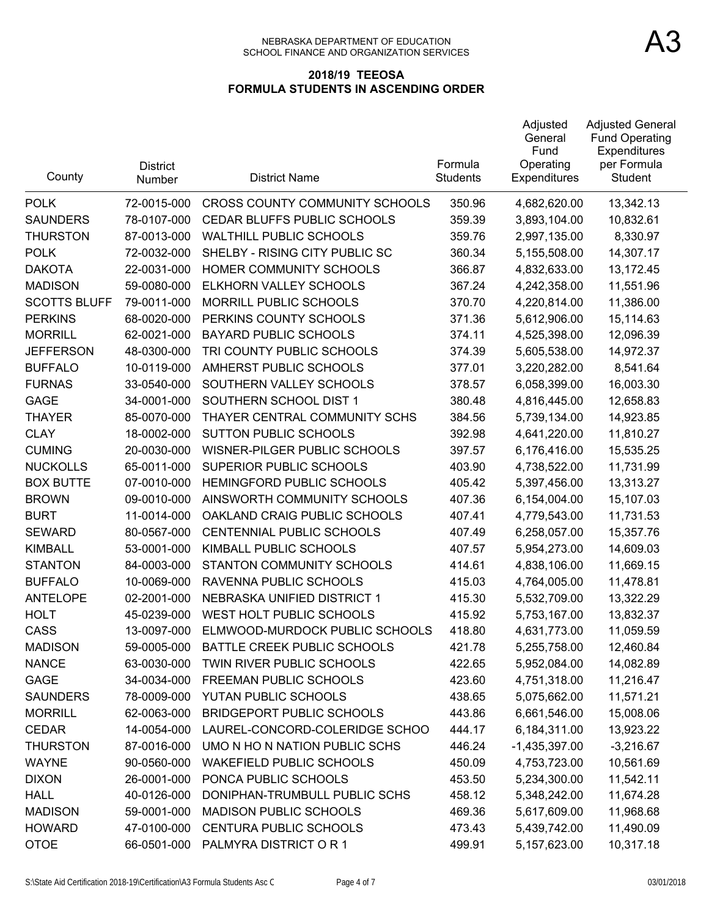NEBRASKA DEPARTMENT OF EDUCATION
SCHOOL FINANCE AND ORGANIZATION SERVICES

A3

## 2018/19 TEEOSA
## FORMULA STUDENTS IN ASCENDING ORDER

| County | District Number | District Name | Formula Students | Adjusted General Fund Operating Expenditures | Adjusted General Fund Operating Expenditures per Formula Student |
|---|---|---|---|---|---|
| POLK | 72-0015-000 | CROSS COUNTY COMMUNITY SCHOOLS | 350.96 | 4,682,620.00 | 13,342.13 |
| SAUNDERS | 78-0107-000 | CEDAR BLUFFS PUBLIC SCHOOLS | 359.39 | 3,893,104.00 | 10,832.61 |
| THURSTON | 87-0013-000 | WALTHILL PUBLIC SCHOOLS | 359.76 | 2,997,135.00 | 8,330.97 |
| POLK | 72-0032-000 | SHELBY - RISING CITY PUBLIC SC | 360.34 | 5,155,508.00 | 14,307.17 |
| DAKOTA | 22-0031-000 | HOMER COMMUNITY SCHOOLS | 366.87 | 4,832,633.00 | 13,172.45 |
| MADISON | 59-0080-000 | ELKHORN VALLEY SCHOOLS | 367.24 | 4,242,358.00 | 11,551.96 |
| SCOTTS BLUFF | 79-0011-000 | MORRILL PUBLIC SCHOOLS | 370.70 | 4,220,814.00 | 11,386.00 |
| PERKINS | 68-0020-000 | PERKINS COUNTY SCHOOLS | 371.36 | 5,612,906.00 | 15,114.63 |
| MORRILL | 62-0021-000 | BAYARD PUBLIC SCHOOLS | 374.11 | 4,525,398.00 | 12,096.39 |
| JEFFERSON | 48-0300-000 | TRI COUNTY PUBLIC SCHOOLS | 374.39 | 5,605,538.00 | 14,972.37 |
| BUFFALO | 10-0119-000 | AMHERST PUBLIC SCHOOLS | 377.01 | 3,220,282.00 | 8,541.64 |
| FURNAS | 33-0540-000 | SOUTHERN VALLEY SCHOOLS | 378.57 | 6,058,399.00 | 16,003.30 |
| GAGE | 34-0001-000 | SOUTHERN SCHOOL DIST 1 | 380.48 | 4,816,445.00 | 12,658.83 |
| THAYER | 85-0070-000 | THAYER CENTRAL COMMUNITY SCHS | 384.56 | 5,739,134.00 | 14,923.85 |
| CLAY | 18-0002-000 | SUTTON PUBLIC SCHOOLS | 392.98 | 4,641,220.00 | 11,810.27 |
| CUMING | 20-0030-000 | WISNER-PILGER PUBLIC SCHOOLS | 397.57 | 6,176,416.00 | 15,535.25 |
| NUCKOLLS | 65-0011-000 | SUPERIOR PUBLIC SCHOOLS | 403.90 | 4,738,522.00 | 11,731.99 |
| BOX BUTTE | 07-0010-000 | HEMINGFORD PUBLIC SCHOOLS | 405.42 | 5,397,456.00 | 13,313.27 |
| BROWN | 09-0010-000 | AINSWORTH COMMUNITY SCHOOLS | 407.36 | 6,154,004.00 | 15,107.03 |
| BURT | 11-0014-000 | OAKLAND CRAIG PUBLIC SCHOOLS | 407.41 | 4,779,543.00 | 11,731.53 |
| SEWARD | 80-0567-000 | CENTENNIAL PUBLIC SCHOOLS | 407.49 | 6,258,057.00 | 15,357.76 |
| KIMBALL | 53-0001-000 | KIMBALL PUBLIC SCHOOLS | 407.57 | 5,954,273.00 | 14,609.03 |
| STANTON | 84-0003-000 | STANTON COMMUNITY SCHOOLS | 414.61 | 4,838,106.00 | 11,669.15 |
| BUFFALO | 10-0069-000 | RAVENNA PUBLIC SCHOOLS | 415.03 | 4,764,005.00 | 11,478.81 |
| ANTELOPE | 02-2001-000 | NEBRASKA UNIFIED DISTRICT 1 | 415.30 | 5,532,709.00 | 13,322.29 |
| HOLT | 45-0239-000 | WEST HOLT PUBLIC SCHOOLS | 415.92 | 5,753,167.00 | 13,832.37 |
| CASS | 13-0097-000 | ELMWOOD-MURDOCK PUBLIC SCHOOLS | 418.80 | 4,631,773.00 | 11,059.59 |
| MADISON | 59-0005-000 | BATTLE CREEK PUBLIC SCHOOLS | 421.78 | 5,255,758.00 | 12,460.84 |
| NANCE | 63-0030-000 | TWIN RIVER PUBLIC SCHOOLS | 422.65 | 5,952,084.00 | 14,082.89 |
| GAGE | 34-0034-000 | FREEMAN PUBLIC SCHOOLS | 423.60 | 4,751,318.00 | 11,216.47 |
| SAUNDERS | 78-0009-000 | YUTAN PUBLIC SCHOOLS | 438.65 | 5,075,662.00 | 11,571.21 |
| MORRILL | 62-0063-000 | BRIDGEPORT PUBLIC SCHOOLS | 443.86 | 6,661,546.00 | 15,008.06 |
| CEDAR | 14-0054-000 | LAUREL-CONCORD-COLERIDGE SCHOO | 444.17 | 6,184,311.00 | 13,923.22 |
| THURSTON | 87-0016-000 | UMO N HO N NATION PUBLIC SCHS | 446.24 | -1,435,397.00 | -3,216.67 |
| WAYNE | 90-0560-000 | WAKEFIELD PUBLIC SCHOOLS | 450.09 | 4,753,723.00 | 10,561.69 |
| DIXON | 26-0001-000 | PONCA PUBLIC SCHOOLS | 453.50 | 5,234,300.00 | 11,542.11 |
| HALL | 40-0126-000 | DONIPHAN-TRUMBULL PUBLIC SCHS | 458.12 | 5,348,242.00 | 11,674.28 |
| MADISON | 59-0001-000 | MADISON PUBLIC SCHOOLS | 469.36 | 5,617,609.00 | 11,968.68 |
| HOWARD | 47-0100-000 | CENTURA PUBLIC SCHOOLS | 473.43 | 5,439,742.00 | 11,490.09 |
| OTOE | 66-0501-000 | PALMYRA DISTRICT O R 1 | 499.91 | 5,157,623.00 | 10,317.18 |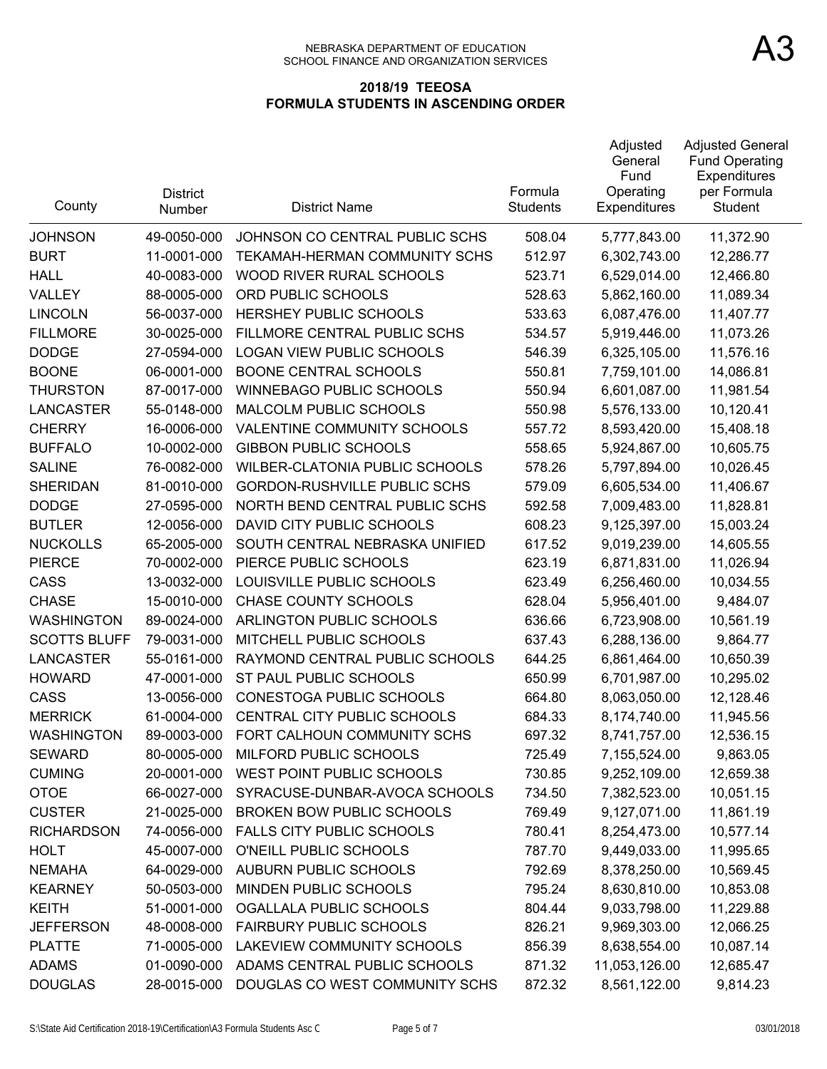NEBRASKA DEPARTMENT OF EDUCATION
SCHOOL FINANCE AND ORGANIZATION SERVICES

A3

## 2018/19 TEEOSA
## FORMULA STUDENTS IN ASCENDING ORDER

| County | District Number | District Name | Formula Students | Adjusted General Fund Operating Expenditures | Adjusted General Fund Operating Expenditures per Formula Student |
|---|---|---|---|---|---|
| JOHNSON | 49-0050-000 | JOHNSON CO CENTRAL PUBLIC SCHS | 508.04 | 5,777,843.00 | 11,372.90 |
| BURT | 11-0001-000 | TEKAMAH-HERMAN COMMUNITY SCHS | 512.97 | 6,302,743.00 | 12,286.77 |
| HALL | 40-0083-000 | WOOD RIVER RURAL SCHOOLS | 523.71 | 6,529,014.00 | 12,466.80 |
| VALLEY | 88-0005-000 | ORD PUBLIC SCHOOLS | 528.63 | 5,862,160.00 | 11,089.34 |
| LINCOLN | 56-0037-000 | HERSHEY PUBLIC SCHOOLS | 533.63 | 6,087,476.00 | 11,407.77 |
| FILLMORE | 30-0025-000 | FILLMORE CENTRAL PUBLIC SCHS | 534.57 | 5,919,446.00 | 11,073.26 |
| DODGE | 27-0594-000 | LOGAN VIEW PUBLIC SCHOOLS | 546.39 | 6,325,105.00 | 11,576.16 |
| BOONE | 06-0001-000 | BOONE CENTRAL SCHOOLS | 550.81 | 7,759,101.00 | 14,086.81 |
| THURSTON | 87-0017-000 | WINNEBAGO PUBLIC SCHOOLS | 550.94 | 6,601,087.00 | 11,981.54 |
| LANCASTER | 55-0148-000 | MALCOLM PUBLIC SCHOOLS | 550.98 | 5,576,133.00 | 10,120.41 |
| CHERRY | 16-0006-000 | VALENTINE COMMUNITY SCHOOLS | 557.72 | 8,593,420.00 | 15,408.18 |
| BUFFALO | 10-0002-000 | GIBBON PUBLIC SCHOOLS | 558.65 | 5,924,867.00 | 10,605.75 |
| SALINE | 76-0082-000 | WILBER-CLATONIA PUBLIC SCHOOLS | 578.26 | 5,797,894.00 | 10,026.45 |
| SHERIDAN | 81-0010-000 | GORDON-RUSHVILLE PUBLIC SCHS | 579.09 | 6,605,534.00 | 11,406.67 |
| DODGE | 27-0595-000 | NORTH BEND CENTRAL PUBLIC SCHS | 592.58 | 7,009,483.00 | 11,828.81 |
| BUTLER | 12-0056-000 | DAVID CITY PUBLIC SCHOOLS | 608.23 | 9,125,397.00 | 15,003.24 |
| NUCKOLLS | 65-2005-000 | SOUTH CENTRAL NEBRASKA UNIFIED | 617.52 | 9,019,239.00 | 14,605.55 |
| PIERCE | 70-0002-000 | PIERCE PUBLIC SCHOOLS | 623.19 | 6,871,831.00 | 11,026.94 |
| CASS | 13-0032-000 | LOUISVILLE PUBLIC SCHOOLS | 623.49 | 6,256,460.00 | 10,034.55 |
| CHASE | 15-0010-000 | CHASE COUNTY SCHOOLS | 628.04 | 5,956,401.00 | 9,484.07 |
| WASHINGTON | 89-0024-000 | ARLINGTON PUBLIC SCHOOLS | 636.66 | 6,723,908.00 | 10,561.19 |
| SCOTTS BLUFF | 79-0031-000 | MITCHELL PUBLIC SCHOOLS | 637.43 | 6,288,136.00 | 9,864.77 |
| LANCASTER | 55-0161-000 | RAYMOND CENTRAL PUBLIC SCHOOLS | 644.25 | 6,861,464.00 | 10,650.39 |
| HOWARD | 47-0001-000 | ST PAUL PUBLIC SCHOOLS | 650.99 | 6,701,987.00 | 10,295.02 |
| CASS | 13-0056-000 | CONESTOGA PUBLIC SCHOOLS | 664.80 | 8,063,050.00 | 12,128.46 |
| MERRICK | 61-0004-000 | CENTRAL CITY PUBLIC SCHOOLS | 684.33 | 8,174,740.00 | 11,945.56 |
| WASHINGTON | 89-0003-000 | FORT CALHOUN COMMUNITY SCHS | 697.32 | 8,741,757.00 | 12,536.15 |
| SEWARD | 80-0005-000 | MILFORD PUBLIC SCHOOLS | 725.49 | 7,155,524.00 | 9,863.05 |
| CUMING | 20-0001-000 | WEST POINT PUBLIC SCHOOLS | 730.85 | 9,252,109.00 | 12,659.38 |
| OTOE | 66-0027-000 | SYRACUSE-DUNBAR-AVOCA SCHOOLS | 734.50 | 7,382,523.00 | 10,051.15 |
| CUSTER | 21-0025-000 | BROKEN BOW PUBLIC SCHOOLS | 769.49 | 9,127,071.00 | 11,861.19 |
| RICHARDSON | 74-0056-000 | FALLS CITY PUBLIC SCHOOLS | 780.41 | 8,254,473.00 | 10,577.14 |
| HOLT | 45-0007-000 | O'NEILL PUBLIC SCHOOLS | 787.70 | 9,449,033.00 | 11,995.65 |
| NEMAHA | 64-0029-000 | AUBURN PUBLIC SCHOOLS | 792.69 | 8,378,250.00 | 10,569.45 |
| KEARNEY | 50-0503-000 | MINDEN PUBLIC SCHOOLS | 795.24 | 8,630,810.00 | 10,853.08 |
| KEITH | 51-0001-000 | OGALLALA PUBLIC SCHOOLS | 804.44 | 9,033,798.00 | 11,229.88 |
| JEFFERSON | 48-0008-000 | FAIRBURY PUBLIC SCHOOLS | 826.21 | 9,969,303.00 | 12,066.25 |
| PLATTE | 71-0005-000 | LAKEVIEW COMMUNITY SCHOOLS | 856.39 | 8,638,554.00 | 10,087.14 |
| ADAMS | 01-0090-000 | ADAMS CENTRAL PUBLIC SCHOOLS | 871.32 | 11,053,126.00 | 12,685.47 |
| DOUGLAS | 28-0015-000 | DOUGLAS CO WEST COMMUNITY SCHS | 872.32 | 8,561,122.00 | 9,814.23 |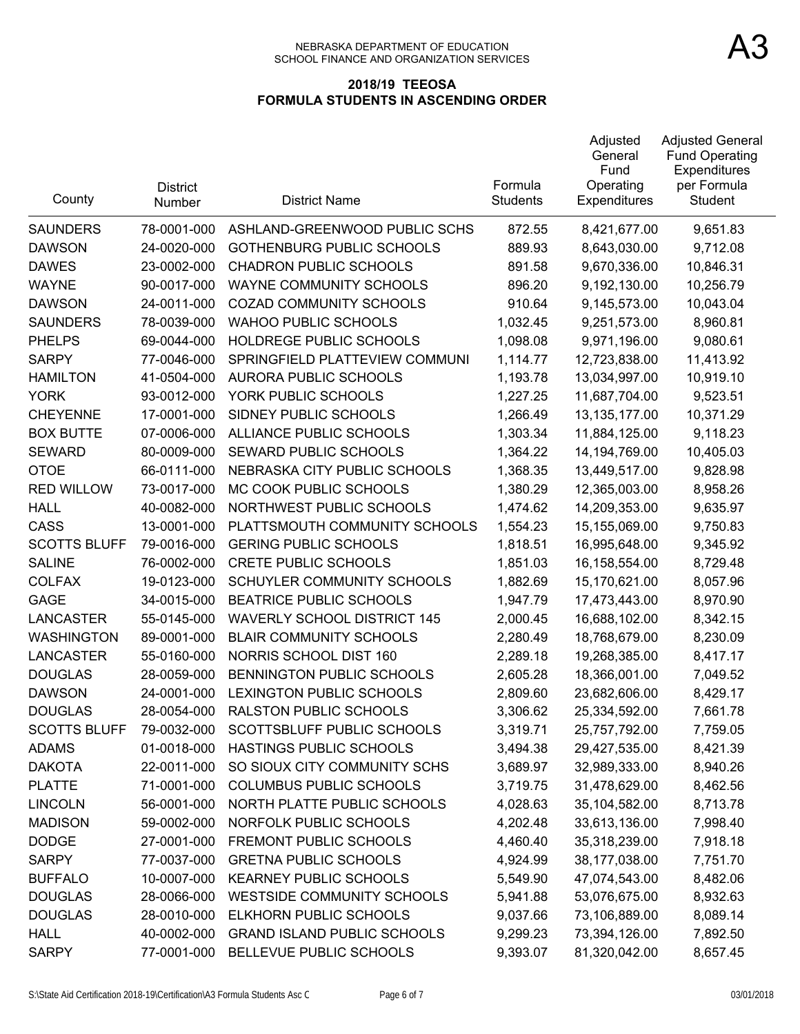NEBRASKA DEPARTMENT OF EDUCATION
SCHOOL FINANCE AND ORGANIZATION SERVICES

# A3

## 2018/19 TEEOSA
## FORMULA STUDENTS IN ASCENDING ORDER

| County | District Number | District Name | Formula Students | Adjusted General Fund Operating Expenditures | Adjusted General Fund Operating Expenditures per Formula Student |
|---|---|---|---|---|---|
| SAUNDERS | 78-0001-000 | ASHLAND-GREENWOOD PUBLIC SCHS | 872.55 | 8,421,677.00 | 9,651.83 |
| DAWSON | 24-0020-000 | GOTHENBURG PUBLIC SCHOOLS | 889.93 | 8,643,030.00 | 9,712.08 |
| DAWES | 23-0002-000 | CHADRON PUBLIC SCHOOLS | 891.58 | 9,670,336.00 | 10,846.31 |
| WAYNE | 90-0017-000 | WAYNE COMMUNITY SCHOOLS | 896.20 | 9,192,130.00 | 10,256.79 |
| DAWSON | 24-0011-000 | COZAD COMMUNITY SCHOOLS | 910.64 | 9,145,573.00 | 10,043.04 |
| SAUNDERS | 78-0039-000 | WAHOO PUBLIC SCHOOLS | 1,032.45 | 9,251,573.00 | 8,960.81 |
| PHELPS | 69-0044-000 | HOLDREGE PUBLIC SCHOOLS | 1,098.08 | 9,971,196.00 | 9,080.61 |
| SARPY | 77-0046-000 | SPRINGFIELD PLATTEVIEW COMMUNI | 1,114.77 | 12,723,838.00 | 11,413.92 |
| HAMILTON | 41-0504-000 | AURORA PUBLIC SCHOOLS | 1,193.78 | 13,034,997.00 | 10,919.10 |
| YORK | 93-0012-000 | YORK PUBLIC SCHOOLS | 1,227.25 | 11,687,704.00 | 9,523.51 |
| CHEYENNE | 17-0001-000 | SIDNEY PUBLIC SCHOOLS | 1,266.49 | 13,135,177.00 | 10,371.29 |
| BOX BUTTE | 07-0006-000 | ALLIANCE PUBLIC SCHOOLS | 1,303.34 | 11,884,125.00 | 9,118.23 |
| SEWARD | 80-0009-000 | SEWARD PUBLIC SCHOOLS | 1,364.22 | 14,194,769.00 | 10,405.03 |
| OTOE | 66-0111-000 | NEBRASKA CITY PUBLIC SCHOOLS | 1,368.35 | 13,449,517.00 | 9,828.98 |
| RED WILLOW | 73-0017-000 | MC COOK PUBLIC SCHOOLS | 1,380.29 | 12,365,003.00 | 8,958.26 |
| HALL | 40-0082-000 | NORTHWEST PUBLIC SCHOOLS | 1,474.62 | 14,209,353.00 | 9,635.97 |
| CASS | 13-0001-000 | PLATTSMOUTH COMMUNITY SCHOOLS | 1,554.23 | 15,155,069.00 | 9,750.83 |
| SCOTTS BLUFF | 79-0016-000 | GERING PUBLIC SCHOOLS | 1,818.51 | 16,995,648.00 | 9,345.92 |
| SALINE | 76-0002-000 | CRETE PUBLIC SCHOOLS | 1,851.03 | 16,158,554.00 | 8,729.48 |
| COLFAX | 19-0123-000 | SCHUYLER COMMUNITY SCHOOLS | 1,882.69 | 15,170,621.00 | 8,057.96 |
| GAGE | 34-0015-000 | BEATRICE PUBLIC SCHOOLS | 1,947.79 | 17,473,443.00 | 8,970.90 |
| LANCASTER | 55-0145-000 | WAVERLY SCHOOL DISTRICT 145 | 2,000.45 | 16,688,102.00 | 8,342.15 |
| WASHINGTON | 89-0001-000 | BLAIR COMMUNITY SCHOOLS | 2,280.49 | 18,768,679.00 | 8,230.09 |
| LANCASTER | 55-0160-000 | NORRIS SCHOOL DIST 160 | 2,289.18 | 19,268,385.00 | 8,417.17 |
| DOUGLAS | 28-0059-000 | BENNINGTON PUBLIC SCHOOLS | 2,605.28 | 18,366,001.00 | 7,049.52 |
| DAWSON | 24-0001-000 | LEXINGTON PUBLIC SCHOOLS | 2,809.60 | 23,682,606.00 | 8,429.17 |
| DOUGLAS | 28-0054-000 | RALSTON PUBLIC SCHOOLS | 3,306.62 | 25,334,592.00 | 7,661.78 |
| SCOTTS BLUFF | 79-0032-000 | SCOTTSBLUFF PUBLIC SCHOOLS | 3,319.71 | 25,757,792.00 | 7,759.05 |
| ADAMS | 01-0018-000 | HASTINGS PUBLIC SCHOOLS | 3,494.38 | 29,427,535.00 | 8,421.39 |
| DAKOTA | 22-0011-000 | SO SIOUX CITY COMMUNITY SCHS | 3,689.97 | 32,989,333.00 | 8,940.26 |
| PLATTE | 71-0001-000 | COLUMBUS PUBLIC SCHOOLS | 3,719.75 | 31,478,629.00 | 8,462.56 |
| LINCOLN | 56-0001-000 | NORTH PLATTE PUBLIC SCHOOLS | 4,028.63 | 35,104,582.00 | 8,713.78 |
| MADISON | 59-0002-000 | NORFOLK PUBLIC SCHOOLS | 4,202.48 | 33,613,136.00 | 7,998.40 |
| DODGE | 27-0001-000 | FREMONT PUBLIC SCHOOLS | 4,460.40 | 35,318,239.00 | 7,918.18 |
| SARPY | 77-0037-000 | GRETNA PUBLIC SCHOOLS | 4,924.99 | 38,177,038.00 | 7,751.70 |
| BUFFALO | 10-0007-000 | KEARNEY PUBLIC SCHOOLS | 5,549.90 | 47,074,543.00 | 8,482.06 |
| DOUGLAS | 28-0066-000 | WESTSIDE COMMUNITY SCHOOLS | 5,941.88 | 53,076,675.00 | 8,932.63 |
| DOUGLAS | 28-0010-000 | ELKHORN PUBLIC SCHOOLS | 9,037.66 | 73,106,889.00 | 8,089.14 |
| HALL | 40-0002-000 | GRAND ISLAND PUBLIC SCHOOLS | 9,299.23 | 73,394,126.00 | 7,892.50 |
| SARPY | 77-0001-000 | BELLEVUE PUBLIC SCHOOLS | 9,393.07 | 81,320,042.00 | 8,657.45 |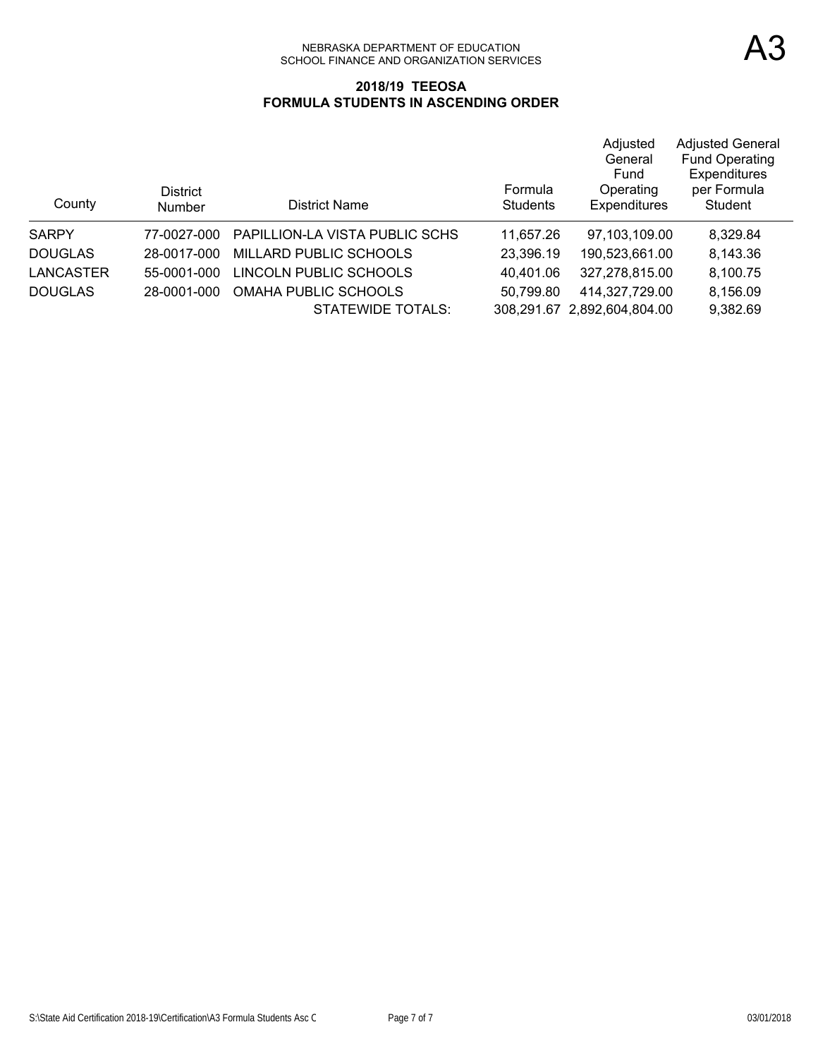NEBRASKA DEPARTMENT OF EDUCATION
SCHOOL FINANCE AND ORGANIZATION SERVICES

A3

## 2018/19 TEEOSA
## FORMULA STUDENTS IN ASCENDING ORDER

| County | District Number | District Name | Formula Students | Adjusted General Fund Operating Expenditures | Adjusted General Fund Operating Expenditures per Formula Student |
|---|---|---|---|---|---|
| SARPY | 77-0027-000 | PAPILLION-LA VISTA PUBLIC SCHS | 11,657.26 | 97,103,109.00 | 8,329.84 |
| DOUGLAS | 28-0017-000 | MILLARD PUBLIC SCHOOLS | 23,396.19 | 190,523,661.00 | 8,143.36 |
| LANCASTER | 55-0001-000 | LINCOLN PUBLIC SCHOOLS | 40,401.06 | 327,278,815.00 | 8,100.75 |
| DOUGLAS | 28-0001-000 | OMAHA PUBLIC SCHOOLS | 50,799.80 | 414,327,729.00 | 8,156.09 |
| | | STATEWIDE TOTALS: | 308,291.67 | 2,892,604,804.00 | 9,382.69 |

S:\State Aid Certification 2018-19\Certification\A3 Formula Students Asc C

03/01/2018